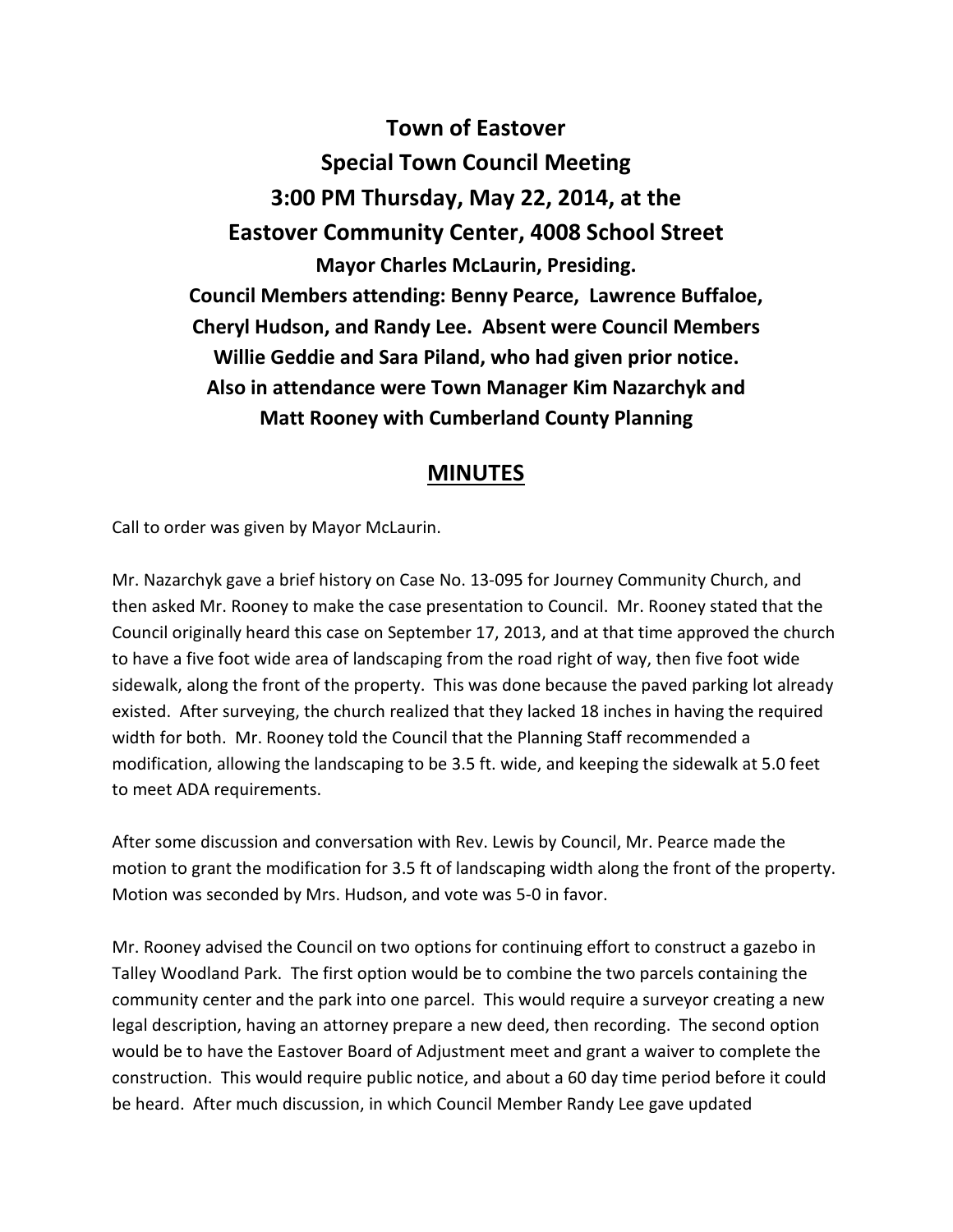# Town of Eastover
# Special Town Council Meeting
# 3:00 PM Thursday, May 22, 2014, at the
# Eastover Community Center, 4008 School Street

**Mayor Charles McLaurin, Presiding.**
**Council Members attending: Benny Pearce, Lawrence Buffaloe, Cheryl Hudson, and Randy Lee. Absent were Council Members Willie Geddie and Sara Piland, who had given prior notice.**
**Also in attendance were Town Manager Kim Nazarchyk and Matt Rooney with Cumberland County Planning**

## MINUTES

Call to order was given by Mayor McLaurin.

Mr. Nazarchyk gave a brief history on Case No. 13-095 for Journey Community Church, and then asked Mr. Rooney to make the case presentation to Council. Mr. Rooney stated that the Council originally heard this case on September 17, 2013, and at that time approved the church to have a five foot wide area of landscaping from the road right of way, then five foot wide sidewalk, along the front of the property. This was done because the paved parking lot already existed. After surveying, the church realized that they lacked 18 inches in having the required width for both. Mr. Rooney told the Council that the Planning Staff recommended a modification, allowing the landscaping to be 3.5 ft. wide, and keeping the sidewalk at 5.0 feet to meet ADA requirements.

After some discussion and conversation with Rev. Lewis by Council, Mr. Pearce made the motion to grant the modification for 3.5 ft of landscaping width along the front of the property. Motion was seconded by Mrs. Hudson, and vote was 5-0 in favor.

Mr. Rooney advised the Council on two options for continuing effort to construct a gazebo in Talley Woodland Park. The first option would be to combine the two parcels containing the community center and the park into one parcel. This would require a surveyor creating a new legal description, having an attorney prepare a new deed, then recording. The second option would be to have the Eastover Board of Adjustment meet and grant a waiver to complete the construction. This would require public notice, and about a 60 day time period before it could be heard. After much discussion, in which Council Member Randy Lee gave updated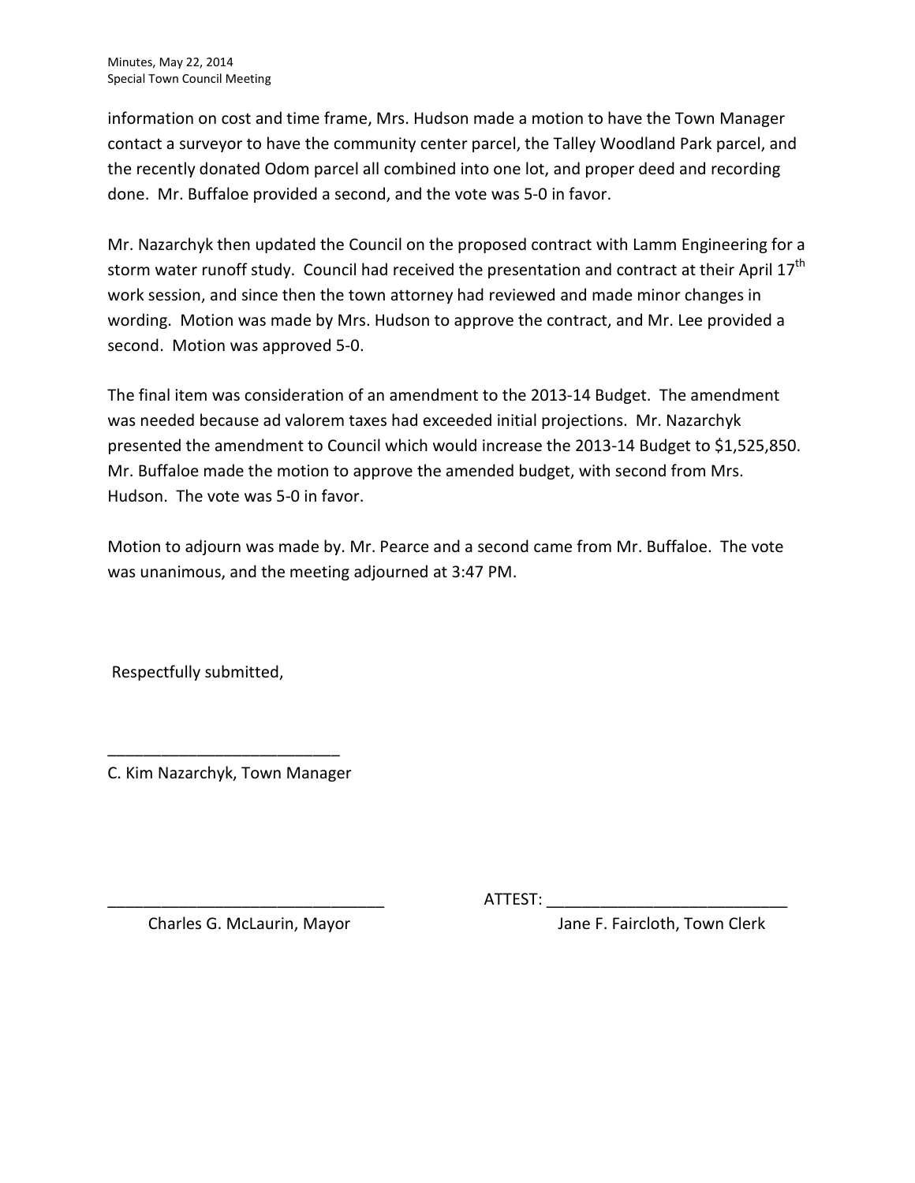information on cost and time frame, Mrs. Hudson made a motion to have the Town Manager contact a surveyor to have the community center parcel, the Talley Woodland Park parcel, and the recently donated Odom parcel all combined into one lot, and proper deed and recording done. Mr. Buffaloe provided a second, and the vote was 5-0 in favor.

Mr. Nazarchyk then updated the Council on the proposed contract with Lamm Engineering for a storm water runoff study. Council had received the presentation and contract at their April 17th work session, and since then the town attorney had reviewed and made minor changes in wording. Motion was made by Mrs. Hudson to approve the contract, and Mr. Lee provided a second. Motion was approved 5-0.

The final item was consideration of an amendment to the 2013-14 Budget. The amendment was needed because ad valorem taxes had exceeded initial projections. Mr. Nazarchyk presented the amendment to Council which would increase the 2013-14 Budget to $1,525,850. Mr. Buffaloe made the motion to approve the amended budget, with second from Mrs. Hudson. The vote was 5-0 in favor.

Motion to adjourn was made by. Mr. Pearce and a second came from Mr. Buffaloe. The vote was unanimous, and the meeting adjourned at 3:47 PM.

Respectfully submitted,

__________________________
C. Kim Nazarchyk, Town Manager

_______________________________
Charles G. McLaurin, Mayor

ATTEST: ___________________________
Jane F. Faircloth, Town Clerk